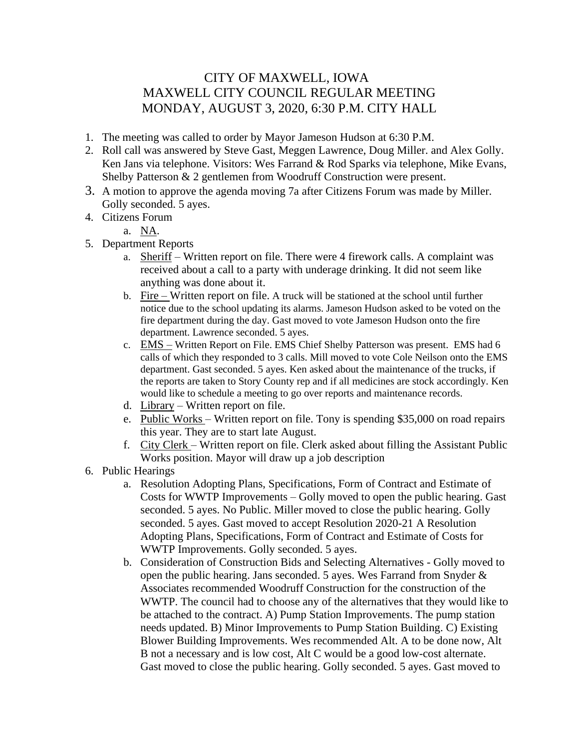# CITY OF MAXWELL, IOWA
# MAXWELL CITY COUNCIL REGULAR MEETING
# MONDAY, AUGUST 3, 2020, 6:30 P.M. CITY HALL

1. The meeting was called to order by Mayor Jameson Hudson at 6:30 P.M.
2. Roll call was answered by Steve Gast, Meggen Lawrence, Doug Miller. and Alex Golly. Ken Jans via telephone. Visitors: Wes Farrand & Rod Sparks via telephone, Mike Evans, Shelby Patterson & 2 gentlemen from Woodruff Construction were present.
3. A motion to approve the agenda moving 7a after Citizens Forum was made by Miller. Golly seconded. 5 ayes.
4. Citizens Forum
   a. NA.
5. Department Reports
   a. Sheriff – Written report on file. There were 4 firework calls. A complaint was received about a call to a party with underage drinking. It did not seem like anything was done about it.
   b. Fire – Written report on file. A truck will be stationed at the school until further notice due to the school updating its alarms. Jameson Hudson asked to be voted on the fire department during the day. Gast moved to vote Jameson Hudson onto the fire department. Lawrence seconded. 5 ayes.
   c. EMS – Written Report on File. EMS Chief Shelby Patterson was present. EMS had 6 calls of which they responded to 3 calls. Mill moved to vote Cole Neilson onto the EMS department. Gast seconded. 5 ayes. Ken asked about the maintenance of the trucks, if the reports are taken to Story County rep and if all medicines are stock accordingly. Ken would like to schedule a meeting to go over reports and maintenance records.
   d. Library – Written report on file.
   e. Public Works – Written report on file. Tony is spending $35,000 on road repairs this year. They are to start late August.
   f. City Clerk – Written report on file. Clerk asked about filling the Assistant Public Works position. Mayor will draw up a job description
6. Public Hearings
   a. Resolution Adopting Plans, Specifications, Form of Contract and Estimate of Costs for WWTP Improvements – Golly moved to open the public hearing. Gast seconded. 5 ayes. No Public. Miller moved to close the public hearing. Golly seconded. 5 ayes. Gast moved to accept Resolution 2020-21 A Resolution Adopting Plans, Specifications, Form of Contract and Estimate of Costs for WWTP Improvements. Golly seconded. 5 ayes.
   b. Consideration of Construction Bids and Selecting Alternatives - Golly moved to open the public hearing. Jans seconded. 5 ayes. Wes Farrand from Snyder & Associates recommended Woodruff Construction for the construction of the WWTP. The council had to choose any of the alternatives that they would like to be attached to the contract. A) Pump Station Improvements. The pump station needs updated. B) Minor Improvements to Pump Station Building. C) Existing Blower Building Improvements. Wes recommended Alt. A to be done now, Alt B not a necessary and is low cost, Alt C would be a good low-cost alternate. Gast moved to close the public hearing. Golly seconded. 5 ayes. Gast moved to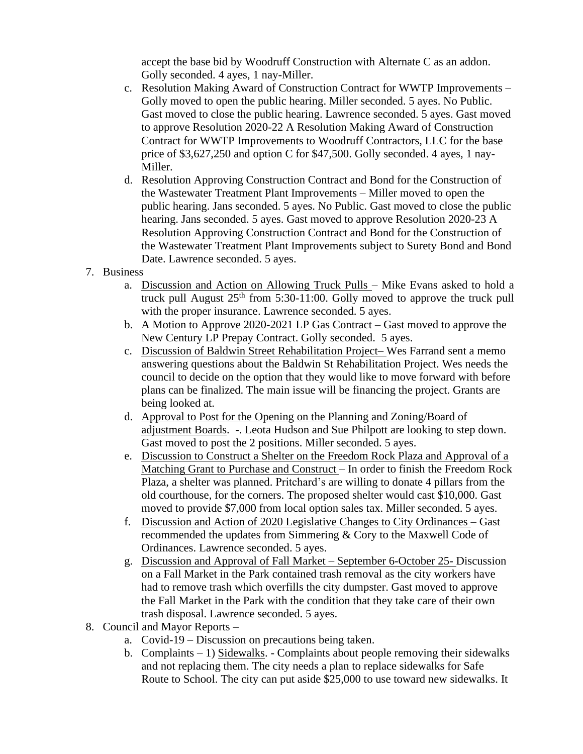accept the base bid by Woodruff Construction with Alternate C as an addon. Golly seconded. 4 ayes, 1 nay-Miller.

c. Resolution Making Award of Construction Contract for WWTP Improvements – Golly moved to open the public hearing. Miller seconded. 5 ayes. No Public. Gast moved to close the public hearing. Lawrence seconded. 5 ayes. Gast moved to approve Resolution 2020-22 A Resolution Making Award of Construction Contract for WWTP Improvements to Woodruff Contractors, LLC for the base price of $3,627,250 and option C for $47,500. Golly seconded. 4 ayes, 1 nay-Miller.

d. Resolution Approving Construction Contract and Bond for the Construction of the Wastewater Treatment Plant Improvements – Miller moved to open the public hearing. Jans seconded. 5 ayes. No Public. Gast moved to close the public hearing. Jans seconded. 5 ayes. Gast moved to approve Resolution 2020-23 A Resolution Approving Construction Contract and Bond for the Construction of the Wastewater Treatment Plant Improvements subject to Surety Bond and Bond Date. Lawrence seconded. 5 ayes.

7. Business
   a. Discussion and Action on Allowing Truck Pulls – Mike Evans asked to hold a truck pull August 25th from 5:30-11:00. Golly moved to approve the truck pull with the proper insurance. Lawrence seconded. 5 ayes.
   b. A Motion to Approve 2020-2021 LP Gas Contract – Gast moved to approve the New Century LP Prepay Contract. Golly seconded. 5 ayes.
   c. Discussion of Baldwin Street Rehabilitation Project– Wes Farrand sent a memo answering questions about the Baldwin St Rehabilitation Project. Wes needs the council to decide on the option that they would like to move forward with before plans can be finalized. The main issue will be financing the project. Grants are being looked at.
   d. Approval to Post for the Opening on the Planning and Zoning/Board of adjustment Boards. -. Leota Hudson and Sue Philpott are looking to step down. Gast moved to post the 2 positions. Miller seconded. 5 ayes.
   e. Discussion to Construct a Shelter on the Freedom Rock Plaza and Approval of a Matching Grant to Purchase and Construct – In order to finish the Freedom Rock Plaza, a shelter was planned. Pritchard's are willing to donate 4 pillars from the old courthouse, for the corners. The proposed shelter would cast $10,000. Gast moved to provide $7,000 from local option sales tax. Miller seconded. 5 ayes.
   f. Discussion and Action of 2020 Legislative Changes to City Ordinances – Gast recommended the updates from Simmering & Cory to the Maxwell Code of Ordinances. Lawrence seconded. 5 ayes.
   g. Discussion and Approval of Fall Market – September 6-October 25- Discussion on a Fall Market in the Park contained trash removal as the city workers have had to remove trash which overfills the city dumpster. Gast moved to approve the Fall Market in the Park with the condition that they take care of their own trash disposal. Lawrence seconded. 5 ayes.

8. Council and Mayor Reports –
   a. Covid-19 – Discussion on precautions being taken.
   b. Complaints – 1) Sidewalks. - Complaints about people removing their sidewalks and not replacing them. The city needs a plan to replace sidewalks for Safe Route to School. The city can put aside $25,000 to use toward new sidewalks. It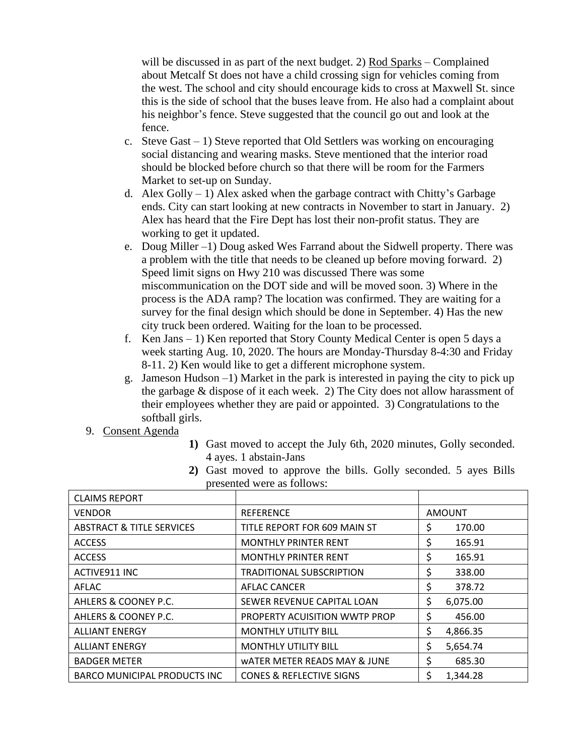will be discussed in as part of the next budget. 2) Rod Sparks – Complained about Metcalf St does not have a child crossing sign for vehicles coming from the west. The school and city should encourage kids to cross at Maxwell St. since this is the side of school that the buses leave from. He also had a complaint about his neighbor's fence. Steve suggested that the council go out and look at the fence.

c. Steve Gast – 1) Steve reported that Old Settlers was working on encouraging social distancing and wearing masks. Steve mentioned that the interior road should be blocked before church so that there will be room for the Farmers Market to set-up on Sunday.

d. Alex Golly – 1) Alex asked when the garbage contract with Chitty's Garbage ends. City can start looking at new contracts in November to start in January. 2) Alex has heard that the Fire Dept has lost their non-profit status. They are working to get it updated.

e. Doug Miller –1) Doug asked Wes Farrand about the Sidwell property. There was a problem with the title that needs to be cleaned up before moving forward. 2) Speed limit signs on Hwy 210 was discussed There was some miscommunication on the DOT side and will be moved soon. 3) Where in the process is the ADA ramp? The location was confirmed. They are waiting for a survey for the final design which should be done in September. 4) Has the new city truck been ordered. Waiting for the loan to be processed.

f. Ken Jans – 1) Ken reported that Story County Medical Center is open 5 days a week starting Aug. 10, 2020. The hours are Monday-Thursday 8-4:30 and Friday 8-11. 2) Ken would like to get a different microphone system.

g. Jameson Hudson –1) Market in the park is interested in paying the city to pick up the garbage & dispose of it each week. 2) The City does not allow harassment of their employees whether they are paid or appointed. 3) Congratulations to the softball girls.

9. Consent Agenda

**1)** Gast moved to accept the July 6th, 2020 minutes, Golly seconded. 4 ayes. 1 abstain-Jans

**2)** Gast moved to approve the bills. Golly seconded. 5 ayes Bills presented were as follows:

| CLAIMS REPORT | | |
|---|---|---|
| VENDOR | REFERENCE | AMOUNT |
| ABSTRACT & TITLE SERVICES | TITLE REPORT FOR 609 MAIN ST | $ 170.00 |
| ACCESS | MONTHLY PRINTER RENT | $ 165.91 |
| ACCESS | MONTHLY PRINTER RENT | $ 165.91 |
| ACTIVE911 INC | TRADITIONAL SUBSCRIPTION | $ 338.00 |
| AFLAC | AFLAC CANCER | $ 378.72 |
| AHLERS & COONEY P.C. | SEWER REVENUE CAPITAL LOAN | $ 6,075.00 |
| AHLERS & COONEY P.C. | PROPERTY ACUISITION WWTP PROP | $ 456.00 |
| ALLIANT ENERGY | MONTHLY UTILITY BILL | $ 4,866.35 |
| ALLIANT ENERGY | MONTHLY UTILITY BILL | $ 5,654.74 |
| BADGER METER | wATER METER READS MAY & JUNE | $ 685.30 |
| BARCO MUNICIPAL PRODUCTS INC | CONES & REFLECTIVE SIGNS | $ 1,344.28 |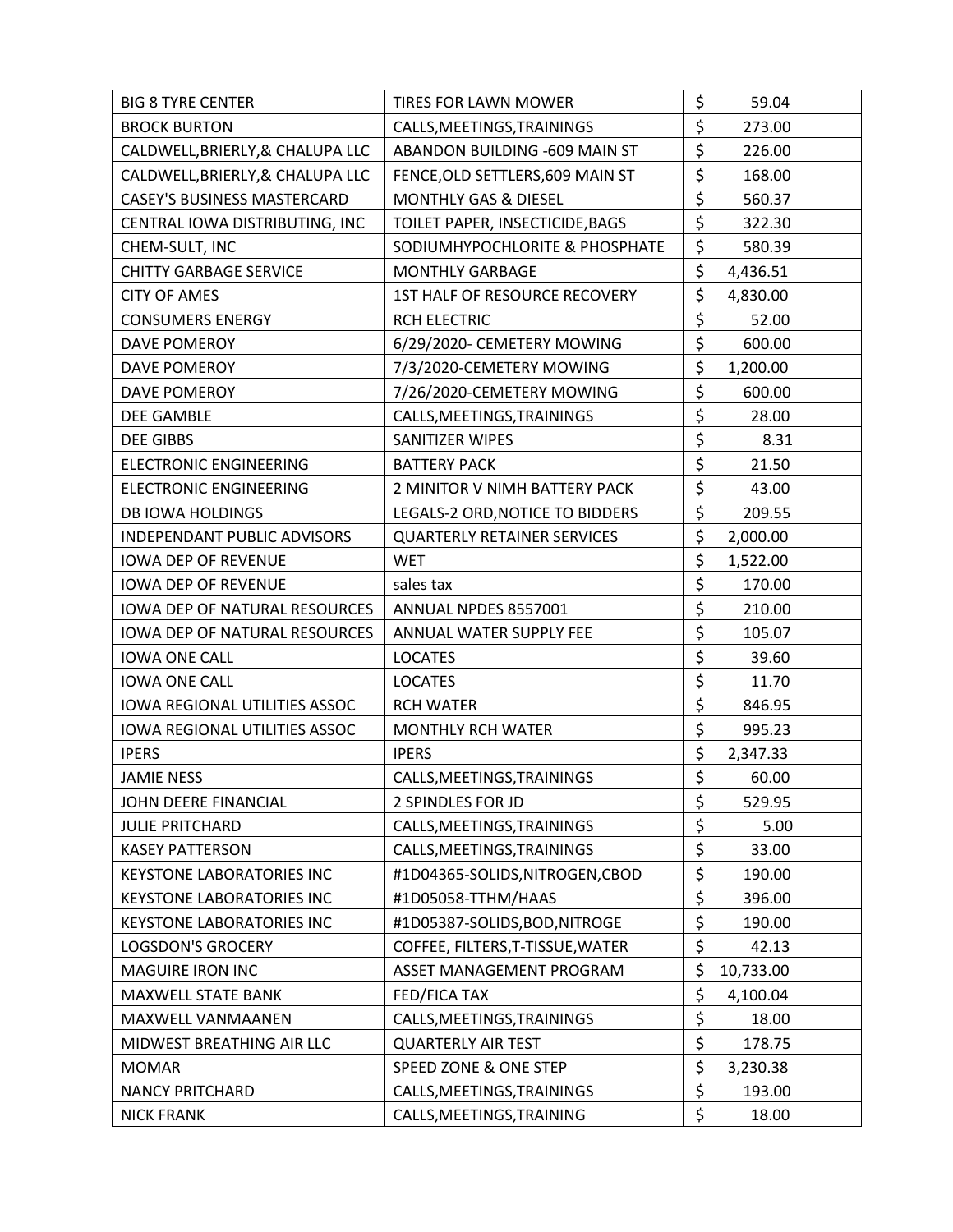| | | |
|---|---|---|
| BIG 8 TYRE CENTER | TIRES FOR LAWN MOWER | $ 59.04 |
| BROCK BURTON | CALLS,MEETINGS,TRAININGS | $ 273.00 |
| CALDWELL,BRIERLY,& CHALUPA LLC | ABANDON BUILDING -609 MAIN ST | $ 226.00 |
| CALDWELL,BRIERLY,& CHALUPA LLC | FENCE,OLD SETTLERS,609 MAIN ST | $ 168.00 |
| CASEY'S BUSINESS MASTERCARD | MONTHLY GAS & DIESEL | $ 560.37 |
| CENTRAL IOWA DISTRIBUTING, INC | TOILET PAPER, INSECTICIDE,BAGS | $ 322.30 |
| CHEM-SULT, INC | SODIUMHYPOCHLORITE & PHOSPHATE | $ 580.39 |
| CHITTY GARBAGE SERVICE | MONTHLY GARBAGE | $ 4,436.51 |
| CITY OF AMES | 1ST HALF OF RESOURCE RECOVERY | $ 4,830.00 |
| CONSUMERS ENERGY | RCH ELECTRIC | $ 52.00 |
| DAVE POMEROY | 6/29/2020- CEMETERY MOWING | $ 600.00 |
| DAVE POMEROY | 7/3/2020-CEMETERY MOWING | $ 1,200.00 |
| DAVE POMEROY | 7/26/2020-CEMETERY MOWING | $ 600.00 |
| DEE GAMBLE | CALLS,MEETINGS,TRAININGS | $ 28.00 |
| DEE GIBBS | SANITIZER WIPES | $ 8.31 |
| ELECTRONIC ENGINEERING | BATTERY PACK | $ 21.50 |
| ELECTRONIC ENGINEERING | 2 MINITOR V NIMH BATTERY PACK | $ 43.00 |
| DB IOWA HOLDINGS | LEGALS-2 ORD,NOTICE TO BIDDERS | $ 209.55 |
| INDEPENDANT PUBLIC ADVISORS | QUARTERLY RETAINER SERVICES | $ 2,000.00 |
| IOWA DEP OF REVENUE | WET | $ 1,522.00 |
| IOWA DEP OF REVENUE | sales tax | $ 170.00 |
| IOWA DEP OF NATURAL RESOURCES | ANNUAL NPDES 8557001 | $ 210.00 |
| IOWA DEP OF NATURAL RESOURCES | ANNUAL WATER SUPPLY FEE | $ 105.07 |
| IOWA ONE CALL | LOCATES | $ 39.60 |
| IOWA ONE CALL | LOCATES | $ 11.70 |
| IOWA REGIONAL UTILITIES ASSOC | RCH WATER | $ 846.95 |
| IOWA REGIONAL UTILITIES ASSOC | MONTHLY RCH WATER | $ 995.23 |
| IPERS | IPERS | $ 2,347.33 |
| JAMIE NESS | CALLS,MEETINGS,TRAININGS | $ 60.00 |
| JOHN DEERE FINANCIAL | 2 SPINDLES FOR JD | $ 529.95 |
| JULIE PRITCHARD | CALLS,MEETINGS,TRAININGS | $ 5.00 |
| KASEY PATTERSON | CALLS,MEETINGS,TRAININGS | $ 33.00 |
| KEYSTONE LABORATORIES INC | #1D04365-SOLIDS,NITROGEN,CBOD | $ 190.00 |
| KEYSTONE LABORATORIES INC | #1D05058-TTHM/HAAS | $ 396.00 |
| KEYSTONE LABORATORIES INC | #1D05387-SOLIDS,BOD,NITROGE | $ 190.00 |
| LOGSDON'S GROCERY | COFFEE, FILTERS,T-TISSUE,WATER | $ 42.13 |
| MAGUIRE IRON INC | ASSET MANAGEMENT PROGRAM | $ 10,733.00 |
| MAXWELL STATE BANK | FED/FICA TAX | $ 4,100.04 |
| MAXWELL VANMAANEN | CALLS,MEETINGS,TRAININGS | $ 18.00 |
| MIDWEST BREATHING AIR LLC | QUARTERLY AIR TEST | $ 178.75 |
| MOMAR | SPEED ZONE & ONE STEP | $ 3,230.38 |
| NANCY PRITCHARD | CALLS,MEETINGS,TRAININGS | $ 193.00 |
| NICK FRANK | CALLS,MEETINGS,TRAINING | $ 18.00 |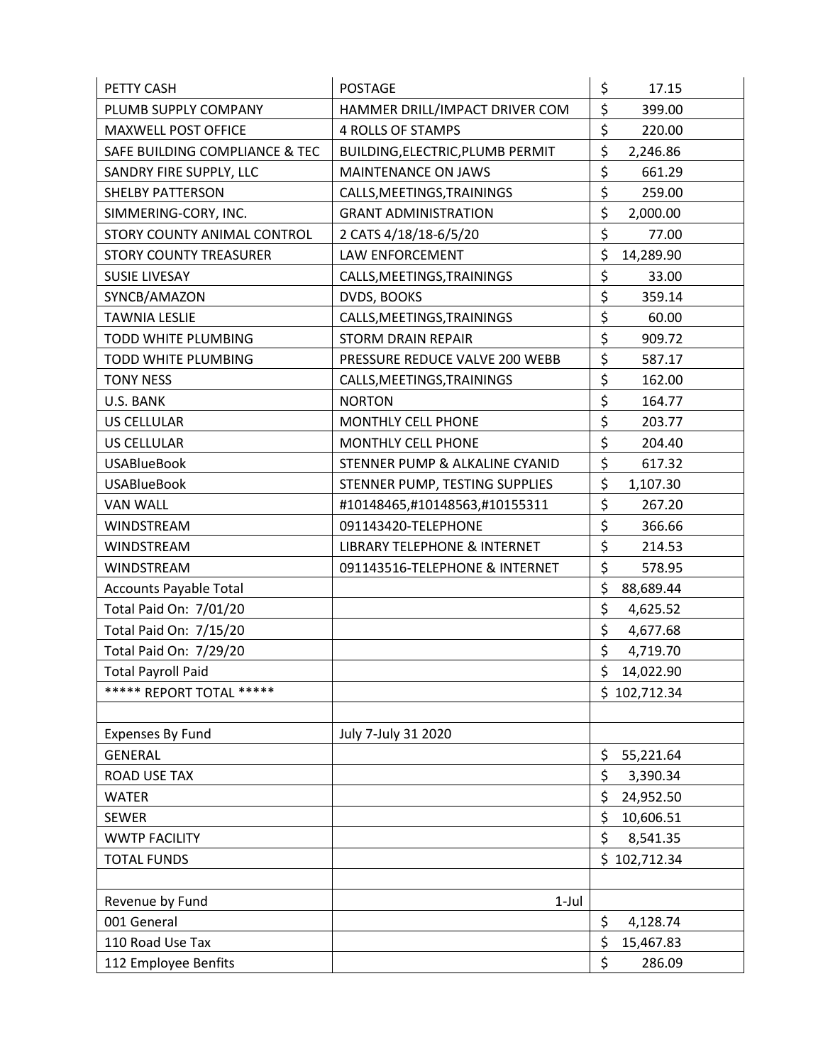| PETTY CASH | POSTAGE | $ 17.15 |
|---|---|---|
| PLUMB SUPPLY COMPANY | HAMMER DRILL/IMPACT DRIVER COM | $ 399.00 |
| MAXWELL POST OFFICE | 4 ROLLS OF STAMPS | $ 220.00 |
| SAFE BUILDING COMPLIANCE & TEC | BUILDING,ELECTRIC,PLUMB PERMIT | $ 2,246.86 |
| SANDRY FIRE SUPPLY, LLC | MAINTENANCE ON JAWS | $ 661.29 |
| SHELBY PATTERSON | CALLS,MEETINGS,TRAININGS | $ 259.00 |
| SIMMERING-CORY, INC. | GRANT ADMINISTRATION | $ 2,000.00 |
| STORY COUNTY ANIMAL CONTROL | 2 CATS 4/18/18-6/5/20 | $ 77.00 |
| STORY COUNTY TREASURER | LAW ENFORCEMENT | $ 14,289.90 |
| SUSIE LIVESAY | CALLS,MEETINGS,TRAININGS | $ 33.00 |
| SYNCB/AMAZON | DVDS, BOOKS | $ 359.14 |
| TAWNIA LESLIE | CALLS,MEETINGS,TRAININGS | $ 60.00 |
| TODD WHITE PLUMBING | STORM DRAIN REPAIR | $ 909.72 |
| TODD WHITE PLUMBING | PRESSURE REDUCE VALVE 200 WEBB | $ 587.17 |
| TONY NESS | CALLS,MEETINGS,TRAININGS | $ 162.00 |
| U.S. BANK | NORTON | $ 164.77 |
| US CELLULAR | MONTHLY CELL PHONE | $ 203.77 |
| US CELLULAR | MONTHLY CELL PHONE | $ 204.40 |
| USABlueBook | STENNER PUMP & ALKALINE CYANID | $ 617.32 |
| USABlueBook | STENNER PUMP, TESTING SUPPLIES | $ 1,107.30 |
| VAN WALL | #10148465,#10148563,#10155311 | $ 267.20 |
| WINDSTREAM | 091143420-TELEPHONE | $ 366.66 |
| WINDSTREAM | LIBRARY TELEPHONE & INTERNET | $ 214.53 |
| WINDSTREAM | 091143516-TELEPHONE & INTERNET | $ 578.95 |
| Accounts Payable Total | | $ 88,689.44 |
| Total Paid On: 7/01/20 | | $ 4,625.52 |
| Total Paid On: 7/15/20 | | $ 4,677.68 |
| Total Paid On: 7/29/20 | | $ 4,719.70 |
| Total Payroll Paid | | $ 14,022.90 |
| ***** REPORT TOTAL ***** | | $ 102,712.34 |
| | | |
| Expenses By Fund | July 7-July 31 2020 | |
| GENERAL | | $ 55,221.64 |
| ROAD USE TAX | | $ 3,390.34 |
| WATER | | $ 24,952.50 |
| SEWER | | $ 10,606.51 |
| WWTP FACILITY | | $ 8,541.35 |
| TOTAL FUNDS | | $ 102,712.34 |
| | | |
| Revenue by Fund | 1-Jul | |
| 001 General | | $ 4,128.74 |
| 110 Road Use Tax | | $ 15,467.83 |
| 112 Employee Benfits | | $ 286.09 |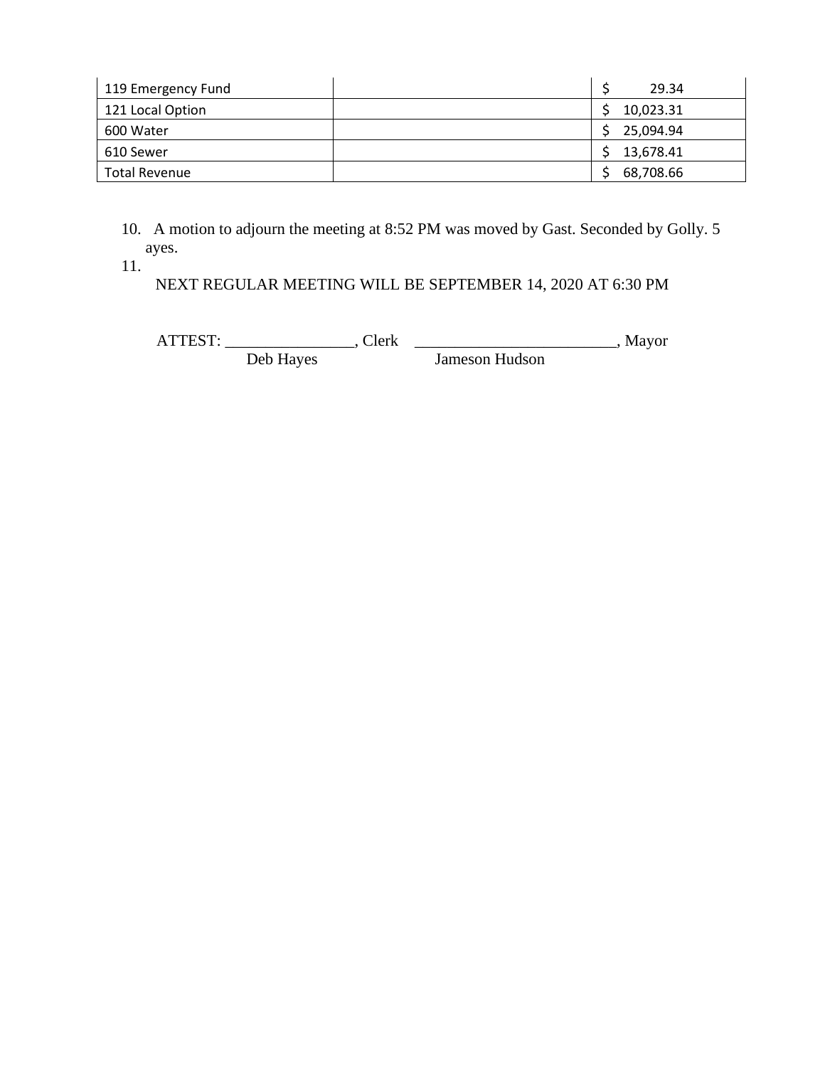| | | |
|---|---|---|
| 119 Emergency Fund | | $ 29.34 |
| 121 Local Option | | $ 10,023.31 |
| 600 Water | | $ 25,094.94 |
| 610 Sewer | | $ 13,678.41 |
| Total Revenue | | $ 68,708.66 |

10. A motion to adjourn the meeting at 8:52 PM was moved by Gast. Seconded by Golly. 5 ayes.
11.

NEXT REGULAR MEETING WILL BE SEPTEMBER 14, 2020 AT 6:30 PM

ATTEST: ________________, Clerk &nbsp;&nbsp;&nbsp; _________________________, Mayor

Deb Hayes &nbsp;&nbsp;&nbsp;&nbsp;&nbsp;&nbsp;&nbsp;&nbsp; Jameson Hudson